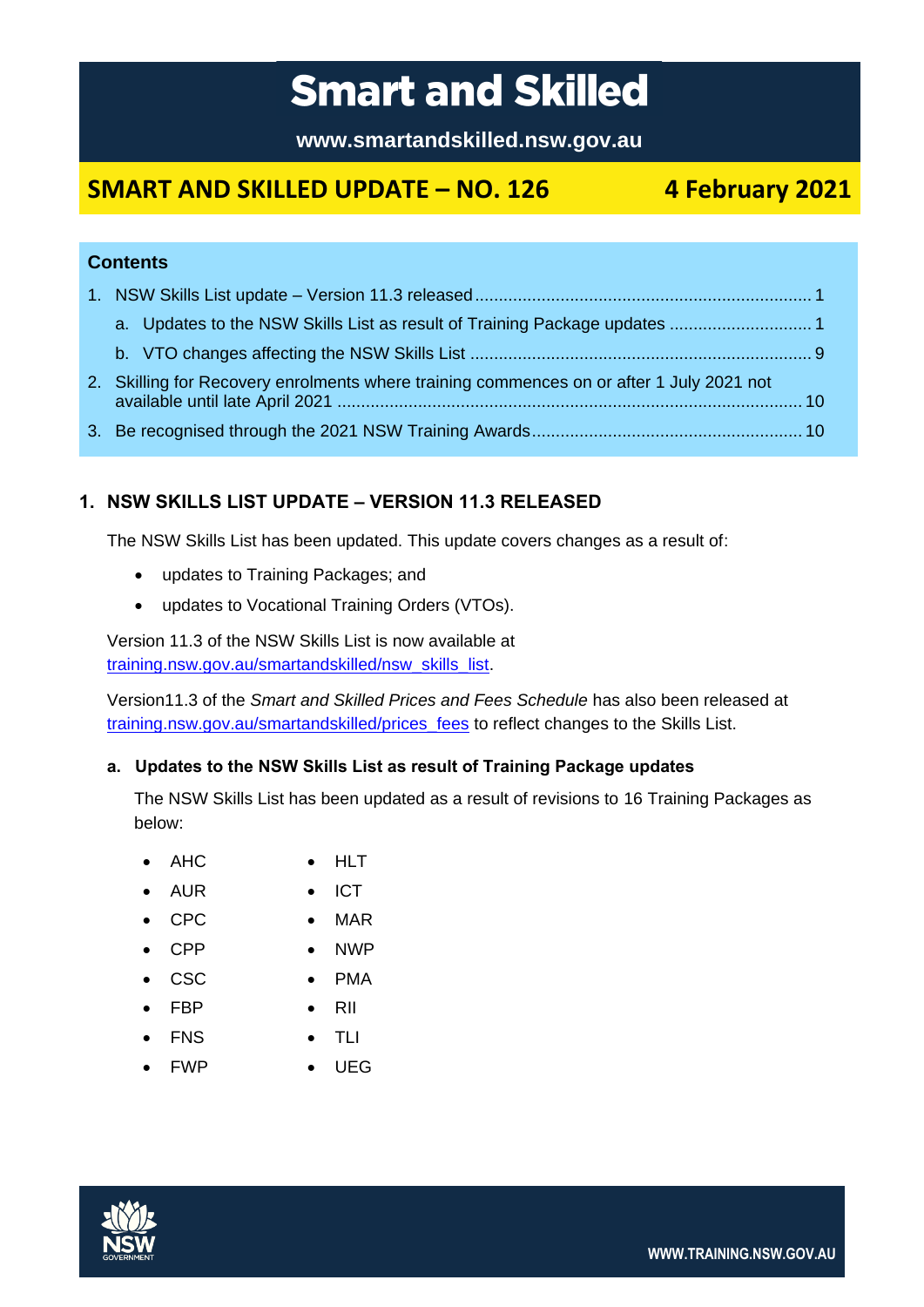# Smart and Skilled

**www.smartandskilled.nsw.gov.au**

## SMART AND SKILLED UPDATE – NO. 126 — 4 February 2021

**Contents**

1. NSW Skills List update – Version 11.3 released ........ 1
   a. Updates to the NSW Skills List as result of Training Package updates ........ 1
   b. VTO changes affecting the NSW Skills List ........ 9
2. Skilling for Recovery enrolments where training commences on or after 1 July 2021 not available until late April 2021 ........ 10
3. Be recognised through the 2021 NSW Training Awards ........ 10

### 1. NSW SKILLS LIST UPDATE – VERSION 11.3 RELEASED

The NSW Skills List has been updated. This update covers changes as a result of:

- updates to Training Packages; and
- updates to Vocational Training Orders (VTOs).

Version 11.3 of the NSW Skills List is now available at training.nsw.gov.au/smartandskilled/nsw_skills_list.

Version11.3 of the *Smart and Skilled Prices and Fees Schedule* has also been released at training.nsw.gov.au/smartandskilled/prices_fees to reflect changes to the Skills List.

#### a. Updates to the NSW Skills List as result of Training Package updates

The NSW Skills List has been updated as a result of revisions to 16 Training Packages as below:

- AHC
- AUR
- CPC
- CPP
- CSC
- FBP
- FNS
- FWP
- HLT
- ICT
- MAR
- NWP
- PMA
- RII
- TLI
- UEG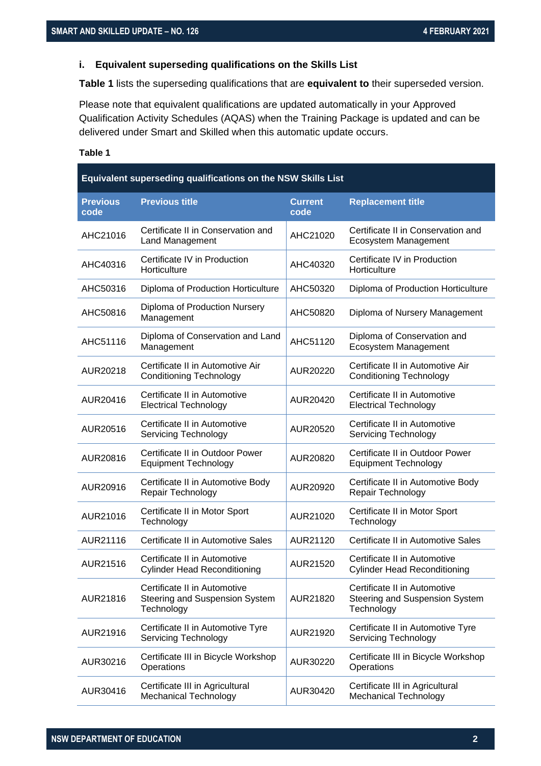### i. Equivalent superseding qualifications on the Skills List

**Table 1** lists the superseding qualifications that are **equivalent to** their superseded version.

Please note that equivalent qualifications are updated automatically in your Approved Qualification Activity Schedules (AQAS) when the Training Package is updated and can be delivered under Smart and Skilled when this automatic update occurs.

**Table 1**

| Equivalent superseding qualifications on the NSW Skills List | | | |
|---|---|---|---|
| **Previous code** | **Previous title** | **Current code** | **Replacement title** |
| AHC21016 | Certificate II in Conservation and Land Management | AHC21020 | Certificate II in Conservation and Ecosystem Management |
| AHC40316 | Certificate IV in Production Horticulture | AHC40320 | Certificate IV in Production Horticulture |
| AHC50316 | Diploma of Production Horticulture | AHC50320 | Diploma of Production Horticulture |
| AHC50816 | Diploma of Production Nursery Management | AHC50820 | Diploma of Nursery Management |
| AHC51116 | Diploma of Conservation and Land Management | AHC51120 | Diploma of Conservation and Ecosystem Management |
| AUR20218 | Certificate II in Automotive Air Conditioning Technology | AUR20220 | Certificate II in Automotive Air Conditioning Technology |
| AUR20416 | Certificate II in Automotive Electrical Technology | AUR20420 | Certificate II in Automotive Electrical Technology |
| AUR20516 | Certificate II in Automotive Servicing Technology | AUR20520 | Certificate II in Automotive Servicing Technology |
| AUR20816 | Certificate II in Outdoor Power Equipment Technology | AUR20820 | Certificate II in Outdoor Power Equipment Technology |
| AUR20916 | Certificate II in Automotive Body Repair Technology | AUR20920 | Certificate II in Automotive Body Repair Technology |
| AUR21016 | Certificate II in Motor Sport Technology | AUR21020 | Certificate II in Motor Sport Technology |
| AUR21116 | Certificate II in Automotive Sales | AUR21120 | Certificate II in Automotive Sales |
| AUR21516 | Certificate II in Automotive Cylinder Head Reconditioning | AUR21520 | Certificate II in Automotive Cylinder Head Reconditioning |
| AUR21816 | Certificate II in Automotive Steering and Suspension System Technology | AUR21820 | Certificate II in Automotive Steering and Suspension System Technology |
| AUR21916 | Certificate II in Automotive Tyre Servicing Technology | AUR21920 | Certificate II in Automotive Tyre Servicing Technology |
| AUR30216 | Certificate III in Bicycle Workshop Operations | AUR30220 | Certificate III in Bicycle Workshop Operations |
| AUR30416 | Certificate III in Agricultural Mechanical Technology | AUR30420 | Certificate III in Agricultural Mechanical Technology |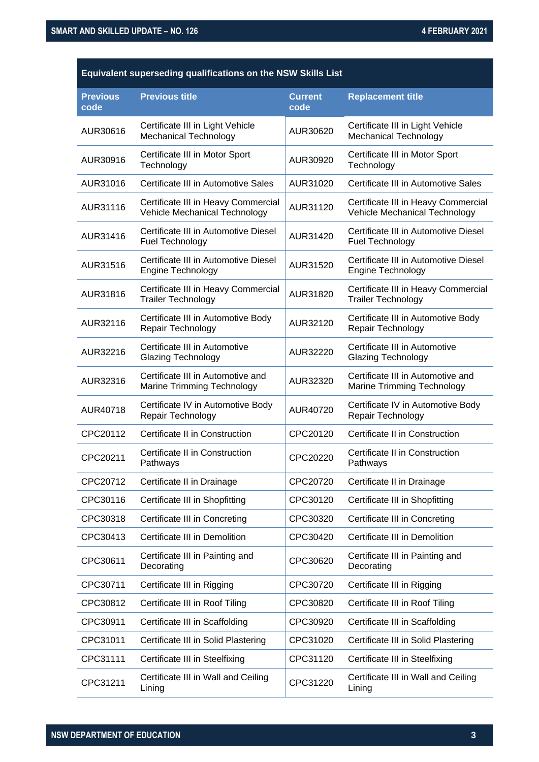| Equivalent superseding qualifications on the NSW Skills List | | | |
|---|---|---|---|
| **Previous code** | **Previous title** | **Current code** | **Replacement title** |
| AUR30616 | Certificate III in Light Vehicle Mechanical Technology | AUR30620 | Certificate III in Light Vehicle Mechanical Technology |
| AUR30916 | Certificate III in Motor Sport Technology | AUR30920 | Certificate III in Motor Sport Technology |
| AUR31016 | Certificate III in Automotive Sales | AUR31020 | Certificate III in Automotive Sales |
| AUR31116 | Certificate III in Heavy Commercial Vehicle Mechanical Technology | AUR31120 | Certificate III in Heavy Commercial Vehicle Mechanical Technology |
| AUR31416 | Certificate III in Automotive Diesel Fuel Technology | AUR31420 | Certificate III in Automotive Diesel Fuel Technology |
| AUR31516 | Certificate III in Automotive Diesel Engine Technology | AUR31520 | Certificate III in Automotive Diesel Engine Technology |
| AUR31816 | Certificate III in Heavy Commercial Trailer Technology | AUR31820 | Certificate III in Heavy Commercial Trailer Technology |
| AUR32116 | Certificate III in Automotive Body Repair Technology | AUR32120 | Certificate III in Automotive Body Repair Technology |
| AUR32216 | Certificate III in Automotive Glazing Technology | AUR32220 | Certificate III in Automotive Glazing Technology |
| AUR32316 | Certificate III in Automotive and Marine Trimming Technology | AUR32320 | Certificate III in Automotive and Marine Trimming Technology |
| AUR40718 | Certificate IV in Automotive Body Repair Technology | AUR40720 | Certificate IV in Automotive Body Repair Technology |
| CPC20112 | Certificate II in Construction | CPC20120 | Certificate II in Construction |
| CPC20211 | Certificate II in Construction Pathways | CPC20220 | Certificate II in Construction Pathways |
| CPC20712 | Certificate II in Drainage | CPC20720 | Certificate II in Drainage |
| CPC30116 | Certificate III in Shopfitting | CPC30120 | Certificate III in Shopfitting |
| CPC30318 | Certificate III in Concreting | CPC30320 | Certificate III in Concreting |
| CPC30413 | Certificate III in Demolition | CPC30420 | Certificate III in Demolition |
| CPC30611 | Certificate III in Painting and Decorating | CPC30620 | Certificate III in Painting and Decorating |
| CPC30711 | Certificate III in Rigging | CPC30720 | Certificate III in Rigging |
| CPC30812 | Certificate III in Roof Tiling | CPC30820 | Certificate III in Roof Tiling |
| CPC30911 | Certificate III in Scaffolding | CPC30920 | Certificate III in Scaffolding |
| CPC31011 | Certificate III in Solid Plastering | CPC31020 | Certificate III in Solid Plastering |
| CPC31111 | Certificate III in Steelfixing | CPC31120 | Certificate III in Steelfixing |
| CPC31211 | Certificate III in Wall and Ceiling Lining | CPC31220 | Certificate III in Wall and Ceiling Lining |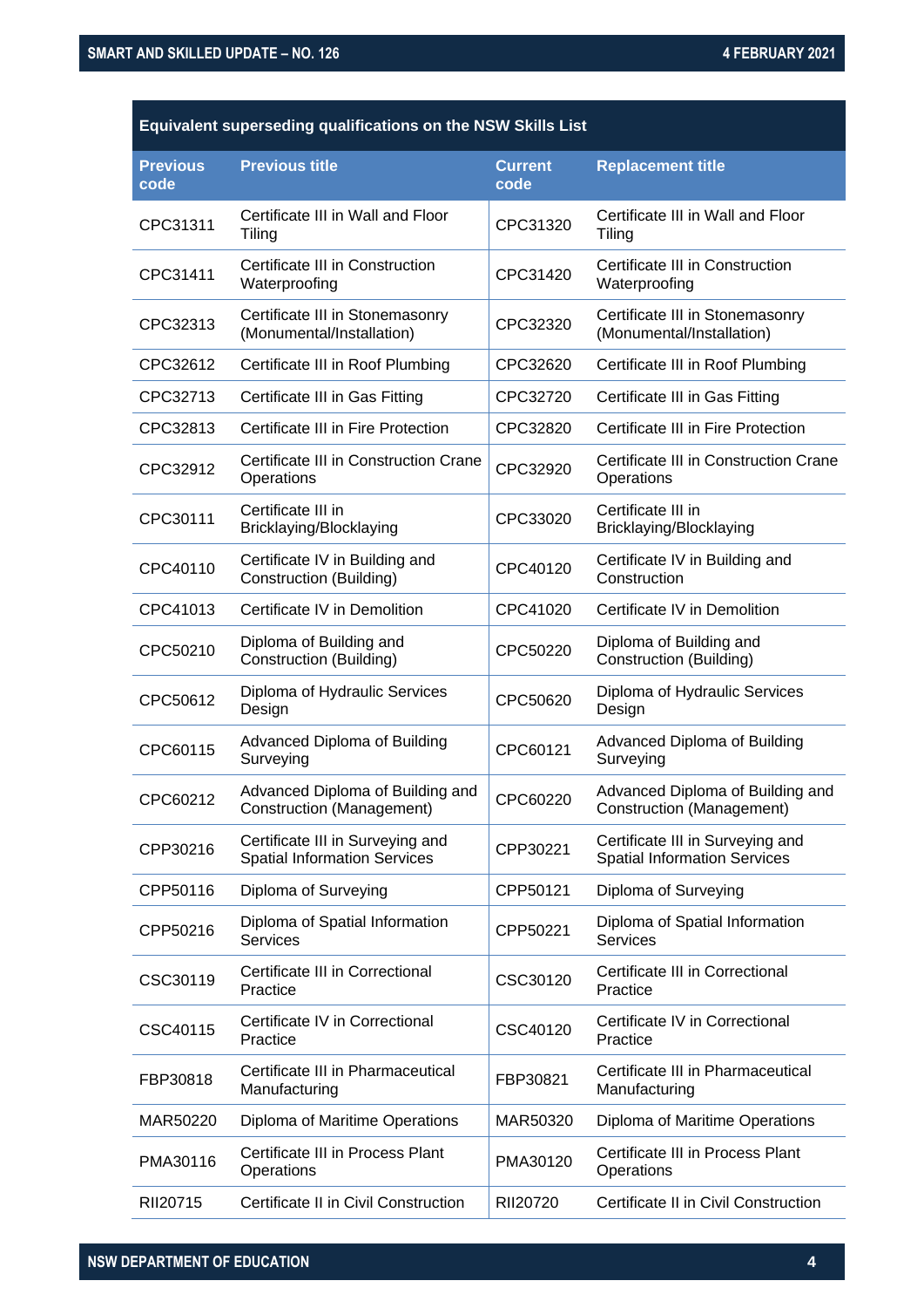| Equivalent superseding qualifications on the NSW Skills List | | | |
|---|---|---|---|
| **Previous code** | **Previous title** | **Current code** | **Replacement title** |
| CPC31311 | Certificate III in Wall and Floor Tiling | CPC31320 | Certificate III in Wall and Floor Tiling |
| CPC31411 | Certificate III in Construction Waterproofing | CPC31420 | Certificate III in Construction Waterproofing |
| CPC32313 | Certificate III in Stonemasonry (Monumental/Installation) | CPC32320 | Certificate III in Stonemasonry (Monumental/Installation) |
| CPC32612 | Certificate III in Roof Plumbing | CPC32620 | Certificate III in Roof Plumbing |
| CPC32713 | Certificate III in Gas Fitting | CPC32720 | Certificate III in Gas Fitting |
| CPC32813 | Certificate III in Fire Protection | CPC32820 | Certificate III in Fire Protection |
| CPC32912 | Certificate III in Construction Crane Operations | CPC32920 | Certificate III in Construction Crane Operations |
| CPC30111 | Certificate III in Bricklaying/Blocklaying | CPC33020 | Certificate III in Bricklaying/Blocklaying |
| CPC40110 | Certificate IV in Building and Construction (Building) | CPC40120 | Certificate IV in Building and Construction |
| CPC41013 | Certificate IV in Demolition | CPC41020 | Certificate IV in Demolition |
| CPC50210 | Diploma of Building and Construction (Building) | CPC50220 | Diploma of Building and Construction (Building) |
| CPC50612 | Diploma of Hydraulic Services Design | CPC50620 | Diploma of Hydraulic Services Design |
| CPC60115 | Advanced Diploma of Building Surveying | CPC60121 | Advanced Diploma of Building Surveying |
| CPC60212 | Advanced Diploma of Building and Construction (Management) | CPC60220 | Advanced Diploma of Building and Construction (Management) |
| CPP30216 | Certificate III in Surveying and Spatial Information Services | CPP30221 | Certificate III in Surveying and Spatial Information Services |
| CPP50116 | Diploma of Surveying | CPP50121 | Diploma of Surveying |
| CPP50216 | Diploma of Spatial Information Services | CPP50221 | Diploma of Spatial Information Services |
| CSC30119 | Certificate III in Correctional Practice | CSC30120 | Certificate III in Correctional Practice |
| CSC40115 | Certificate IV in Correctional Practice | CSC40120 | Certificate IV in Correctional Practice |
| FBP30818 | Certificate III in Pharmaceutical Manufacturing | FBP30821 | Certificate III in Pharmaceutical Manufacturing |
| MAR50220 | Diploma of Maritime Operations | MAR50320 | Diploma of Maritime Operations |
| PMA30116 | Certificate III in Process Plant Operations | PMA30120 | Certificate III in Process Plant Operations |
| RII20715 | Certificate II in Civil Construction | RII20720 | Certificate II in Civil Construction |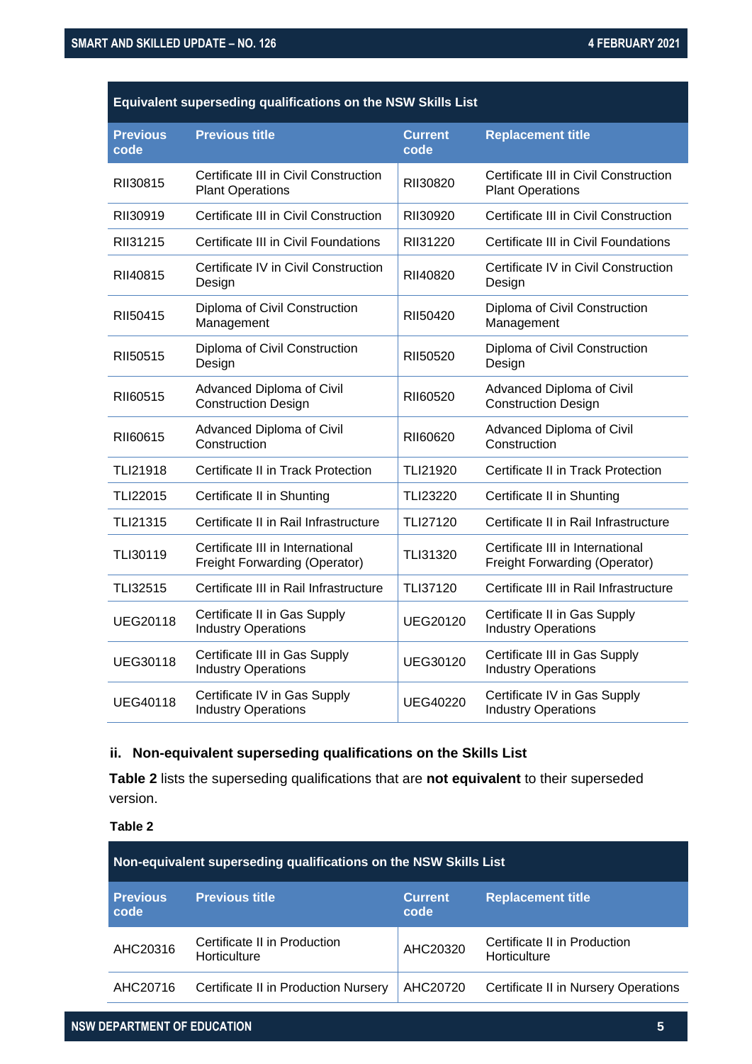| Equivalent superseding qualifications on the NSW Skills List | | | |
|---|---|---|---|
| **Previous code** | **Previous title** | **Current code** | **Replacement title** |
| RII30815 | Certificate III in Civil Construction Plant Operations | RII30820 | Certificate III in Civil Construction Plant Operations |
| RII30919 | Certificate III in Civil Construction | RII30920 | Certificate III in Civil Construction |
| RII31215 | Certificate III in Civil Foundations | RII31220 | Certificate III in Civil Foundations |
| RII40815 | Certificate IV in Civil Construction Design | RII40820 | Certificate IV in Civil Construction Design |
| RII50415 | Diploma of Civil Construction Management | RII50420 | Diploma of Civil Construction Management |
| RII50515 | Diploma of Civil Construction Design | RII50520 | Diploma of Civil Construction Design |
| RII60515 | Advanced Diploma of Civil Construction Design | RII60520 | Advanced Diploma of Civil Construction Design |
| RII60615 | Advanced Diploma of Civil Construction | RII60620 | Advanced Diploma of Civil Construction |
| TLI21918 | Certificate II in Track Protection | TLI21920 | Certificate II in Track Protection |
| TLI22015 | Certificate II in Shunting | TLI23220 | Certificate II in Shunting |
| TLI21315 | Certificate II in Rail Infrastructure | TLI27120 | Certificate II in Rail Infrastructure |
| TLI30119 | Certificate III in International Freight Forwarding (Operator) | TLI31320 | Certificate III in International Freight Forwarding (Operator) |
| TLI32515 | Certificate III in Rail Infrastructure | TLI37120 | Certificate III in Rail Infrastructure |
| UEG20118 | Certificate II in Gas Supply Industry Operations | UEG20120 | Certificate II in Gas Supply Industry Operations |
| UEG30118 | Certificate III in Gas Supply Industry Operations | UEG30120 | Certificate III in Gas Supply Industry Operations |
| UEG40118 | Certificate IV in Gas Supply Industry Operations | UEG40220 | Certificate IV in Gas Supply Industry Operations |

### ii. Non-equivalent superseding qualifications on the Skills List

**Table 2** lists the superseding qualifications that are **not equivalent** to their superseded version.

**Table 2**

| Non-equivalent superseding qualifications on the NSW Skills List | | | |
|---|---|---|---|
| **Previous code** | **Previous title** | **Current code** | **Replacement title** |
| AHC20316 | Certificate II in Production Horticulture | AHC20320 | Certificate II in Production Horticulture |
| AHC20716 | Certificate II in Production Nursery | AHC20720 | Certificate II in Nursery Operations |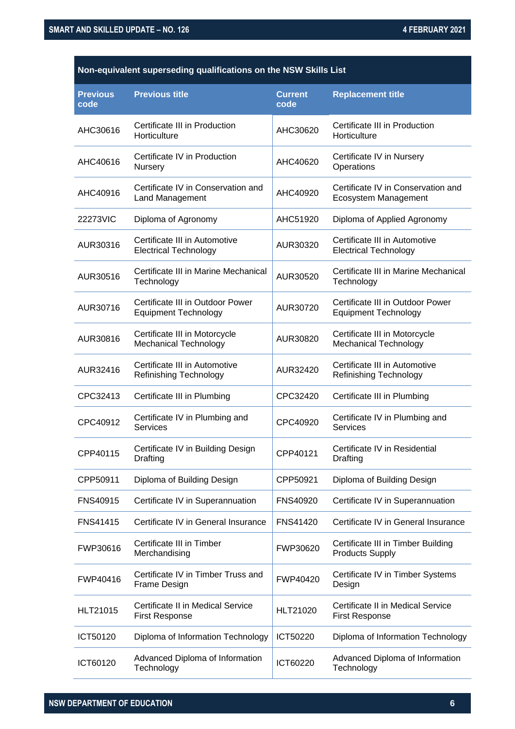| Non-equivalent superseding qualifications on the NSW Skills List | | | |
|---|---|---|---|
| **Previous code** | **Previous title** | **Current code** | **Replacement title** |
| AHC30616 | Certificate III in Production Horticulture | AHC30620 | Certificate III in Production Horticulture |
| AHC40616 | Certificate IV in Production Nursery | AHC40620 | Certificate IV in Nursery Operations |
| AHC40916 | Certificate IV in Conservation and Land Management | AHC40920 | Certificate IV in Conservation and Ecosystem Management |
| 22273VIC | Diploma of Agronomy | AHC51920 | Diploma of Applied Agronomy |
| AUR30316 | Certificate III in Automotive Electrical Technology | AUR30320 | Certificate III in Automotive Electrical Technology |
| AUR30516 | Certificate III in Marine Mechanical Technology | AUR30520 | Certificate III in Marine Mechanical Technology |
| AUR30716 | Certificate III in Outdoor Power Equipment Technology | AUR30720 | Certificate III in Outdoor Power Equipment Technology |
| AUR30816 | Certificate III in Motorcycle Mechanical Technology | AUR30820 | Certificate III in Motorcycle Mechanical Technology |
| AUR32416 | Certificate III in Automotive Refinishing Technology | AUR32420 | Certificate III in Automotive Refinishing Technology |
| CPC32413 | Certificate III in Plumbing | CPC32420 | Certificate III in Plumbing |
| CPC40912 | Certificate IV in Plumbing and Services | CPC40920 | Certificate IV in Plumbing and Services |
| CPP40115 | Certificate IV in Building Design Drafting | CPP40121 | Certificate IV in Residential Drafting |
| CPP50911 | Diploma of Building Design | CPP50921 | Diploma of Building Design |
| FNS40915 | Certificate IV in Superannuation | FNS40920 | Certificate IV in Superannuation |
| FNS41415 | Certificate IV in General Insurance | FNS41420 | Certificate IV in General Insurance |
| FWP30616 | Certificate III in Timber Merchandising | FWP30620 | Certificate III in Timber Building Products Supply |
| FWP40416 | Certificate IV in Timber Truss and Frame Design | FWP40420 | Certificate IV in Timber Systems Design |
| HLT21015 | Certificate II in Medical Service First Response | HLT21020 | Certificate II in Medical Service First Response |
| ICT50120 | Diploma of Information Technology | ICT50220 | Diploma of Information Technology |
| ICT60120 | Advanced Diploma of Information Technology | ICT60220 | Advanced Diploma of Information Technology |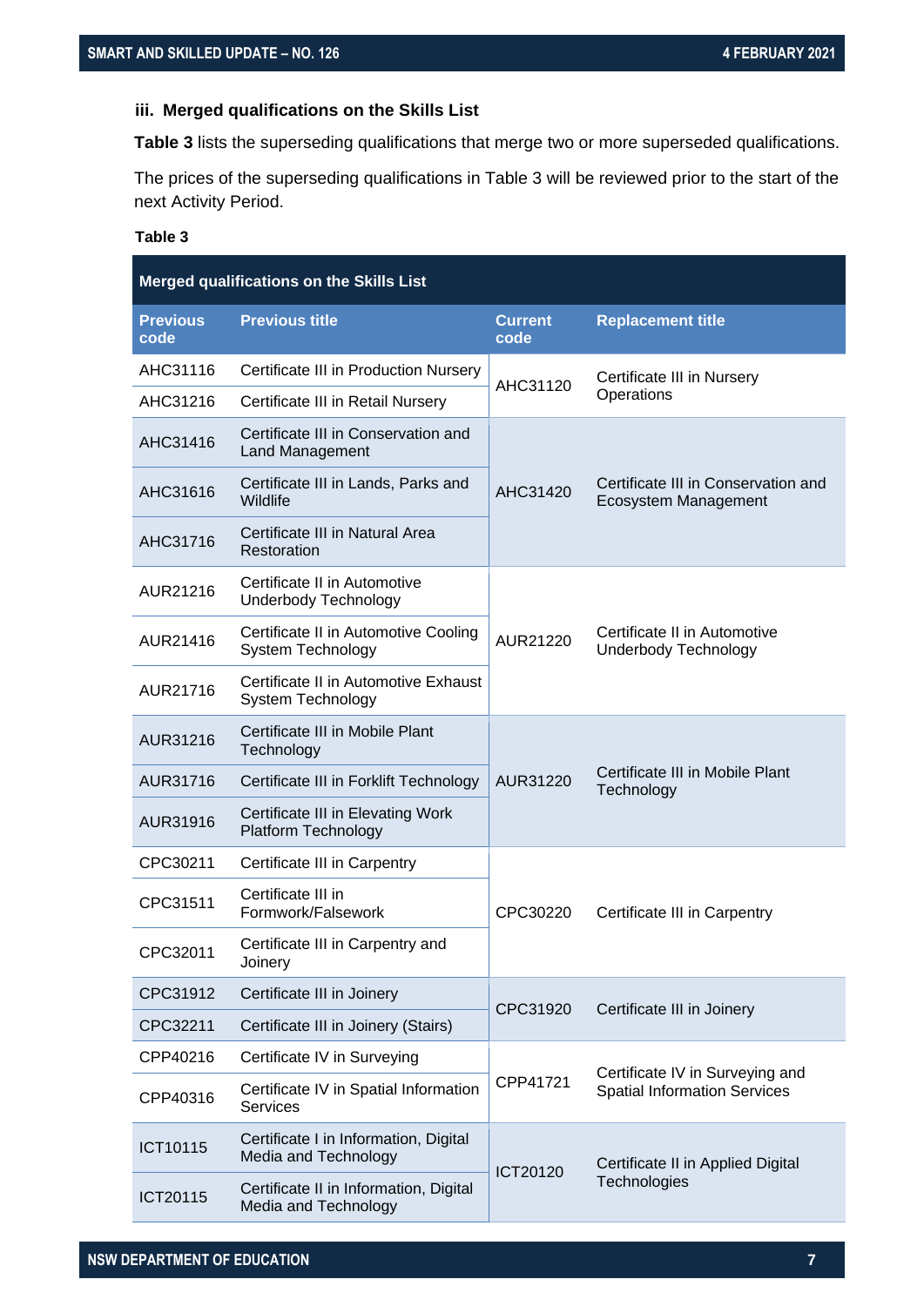### iii. Merged qualifications on the Skills List

**Table 3** lists the superseding qualifications that merge two or more superseded qualifications.

The prices of the superseding qualifications in Table 3 will be reviewed prior to the start of the next Activity Period.

**Table 3**

| Merged qualifications on the Skills List | | | |
|---|---|---|---|
| **Previous code** | **Previous title** | **Current code** | **Replacement title** |
| AHC31116 | Certificate III in Production Nursery | AHC31120 | Certificate III in Nursery Operations |
| AHC31216 | Certificate III in Retail Nursery | AHC31120 | Certificate III in Nursery Operations |
| AHC31416 | Certificate III in Conservation and Land Management | AHC31420 | Certificate III in Conservation and Ecosystem Management |
| AHC31616 | Certificate III in Lands, Parks and Wildlife | AHC31420 | Certificate III in Conservation and Ecosystem Management |
| AHC31716 | Certificate III in Natural Area Restoration | AHC31420 | Certificate III in Conservation and Ecosystem Management |
| AUR21216 | Certificate II in Automotive Underbody Technology | AUR21220 | Certificate II in Automotive Underbody Technology |
| AUR21416 | Certificate II in Automotive Cooling System Technology | AUR21220 | Certificate II in Automotive Underbody Technology |
| AUR21716 | Certificate II in Automotive Exhaust System Technology | AUR21220 | Certificate II in Automotive Underbody Technology |
| AUR31216 | Certificate III in Mobile Plant Technology | AUR31220 | Certificate III in Mobile Plant Technology |
| AUR31716 | Certificate III in Forklift Technology | AUR31220 | Certificate III in Mobile Plant Technology |
| AUR31916 | Certificate III in Elevating Work Platform Technology | AUR31220 | Certificate III in Mobile Plant Technology |
| CPC30211 | Certificate III in Carpentry | CPC30220 | Certificate III in Carpentry |
| CPC31511 | Certificate III in Formwork/Falsework | CPC30220 | Certificate III in Carpentry |
| CPC32011 | Certificate III in Carpentry and Joinery | CPC30220 | Certificate III in Carpentry |
| CPC31912 | Certificate III in Joinery | CPC31920 | Certificate III in Joinery |
| CPC32211 | Certificate III in Joinery (Stairs) | CPC31920 | Certificate III in Joinery |
| CPP40216 | Certificate IV in Surveying | CPP41721 | Certificate IV in Surveying and Spatial Information Services |
| CPP40316 | Certificate IV in Spatial Information Services | CPP41721 | Certificate IV in Surveying and Spatial Information Services |
| ICT10115 | Certificate I in Information, Digital Media and Technology | ICT20120 | Certificate II in Applied Digital Technologies |
| ICT20115 | Certificate II in Information, Digital Media and Technology | ICT20120 | Certificate II in Applied Digital Technologies |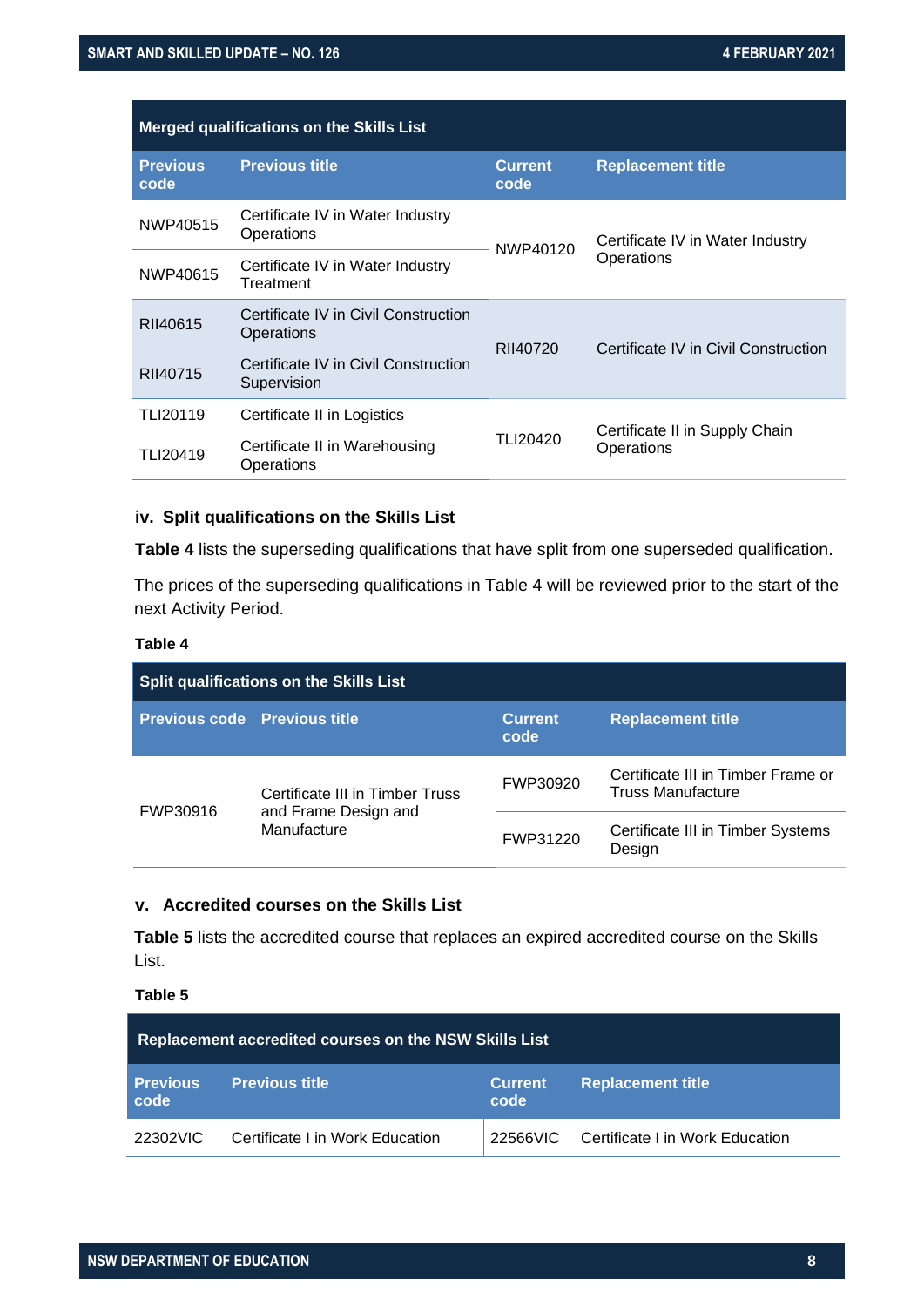| Merged qualifications on the Skills List | | | |
|---|---|---|---|
| **Previous code** | **Previous title** | **Current code** | **Replacement title** |
| NWP40515 | Certificate IV in Water Industry Operations | NWP40120 | Certificate IV in Water Industry Operations |
| NWP40615 | Certificate IV in Water Industry Treatment | | |
| RII40615 | Certificate IV in Civil Construction Operations | RII40720 | Certificate IV in Civil Construction |
| RII40715 | Certificate IV in Civil Construction Supervision | | |
| TLI20119 | Certificate II in Logistics | TLI20420 | Certificate II in Supply Chain Operations |
| TLI20419 | Certificate II in Warehousing Operations | | |

### iv. Split qualifications on the Skills List

**Table 4** lists the superseding qualifications that have split from one superseded qualification.

The prices of the superseding qualifications in Table 4 will be reviewed prior to the start of the next Activity Period.

**Table 4**

| Split qualifications on the Skills List | | | |
|---|---|---|---|
| **Previous code** | **Previous title** | **Current code** | **Replacement title** |
| FWP30916 | Certificate III in Timber Truss and Frame Design and Manufacture | FWP30920 | Certificate III in Timber Frame or Truss Manufacture |
| | | FWP31220 | Certificate III in Timber Systems Design |

### v. Accredited courses on the Skills List

**Table 5** lists the accredited course that replaces an expired accredited course on the Skills List.

**Table 5**

| Replacement accredited courses on the NSW Skills List | | | |
|---|---|---|---|
| **Previous code** | **Previous title** | **Current code** | **Replacement title** |
| 22302VIC | Certificate I in Work Education | 22566VIC | Certificate I in Work Education |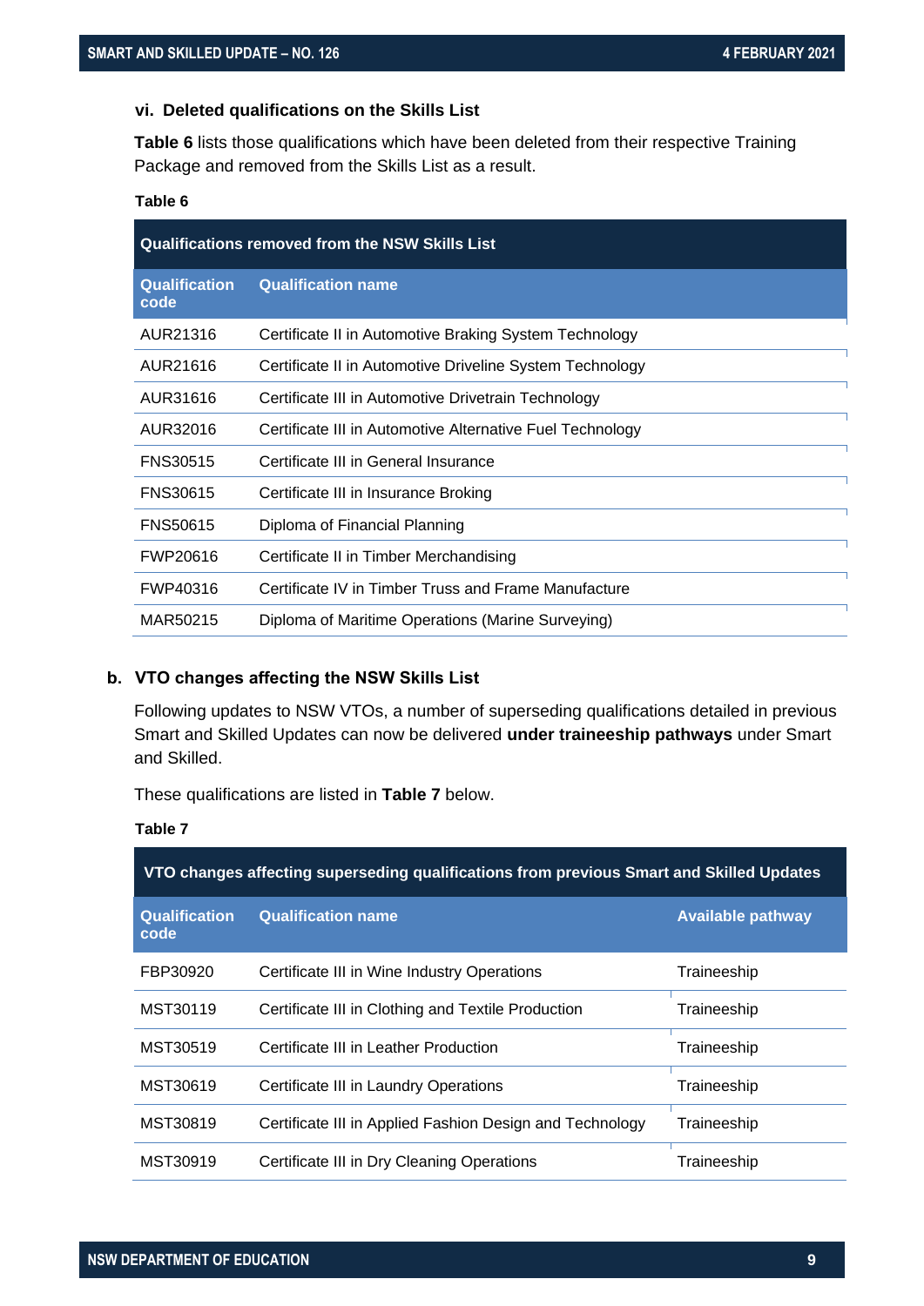### vi. Deleted qualifications on the Skills List

**Table 6** lists those qualifications which have been deleted from their respective Training Package and removed from the Skills List as a result.

**Table 6**

| Qualifications removed from the NSW Skills List | |
|---|---|
| **Qualification code** | **Qualification name** |
| AUR21316 | Certificate II in Automotive Braking System Technology |
| AUR21616 | Certificate II in Automotive Driveline System Technology |
| AUR31616 | Certificate III in Automotive Drivetrain Technology |
| AUR32016 | Certificate III in Automotive Alternative Fuel Technology |
| FNS30515 | Certificate III in General Insurance |
| FNS30615 | Certificate III in Insurance Broking |
| FNS50615 | Diploma of Financial Planning |
| FWP20616 | Certificate II in Timber Merchandising |
| FWP40316 | Certificate IV in Timber Truss and Frame Manufacture |
| MAR50215 | Diploma of Maritime Operations (Marine Surveying) |

## b. VTO changes affecting the NSW Skills List

Following updates to NSW VTOs, a number of superseding qualifications detailed in previous Smart and Skilled Updates can now be delivered **under traineeship pathways** under Smart and Skilled.

These qualifications are listed in **Table 7** below.

**Table 7**

| VTO changes affecting superseding qualifications from previous Smart and Skilled Updates | | |
|---|---|---|
| **Qualification code** | **Qualification name** | **Available pathway** |
| FBP30920 | Certificate III in Wine Industry Operations | Traineeship |
| MST30119 | Certificate III in Clothing and Textile Production | Traineeship |
| MST30519 | Certificate III in Leather Production | Traineeship |
| MST30619 | Certificate III in Laundry Operations | Traineeship |
| MST30819 | Certificate III in Applied Fashion Design and Technology | Traineeship |
| MST30919 | Certificate III in Dry Cleaning Operations | Traineeship |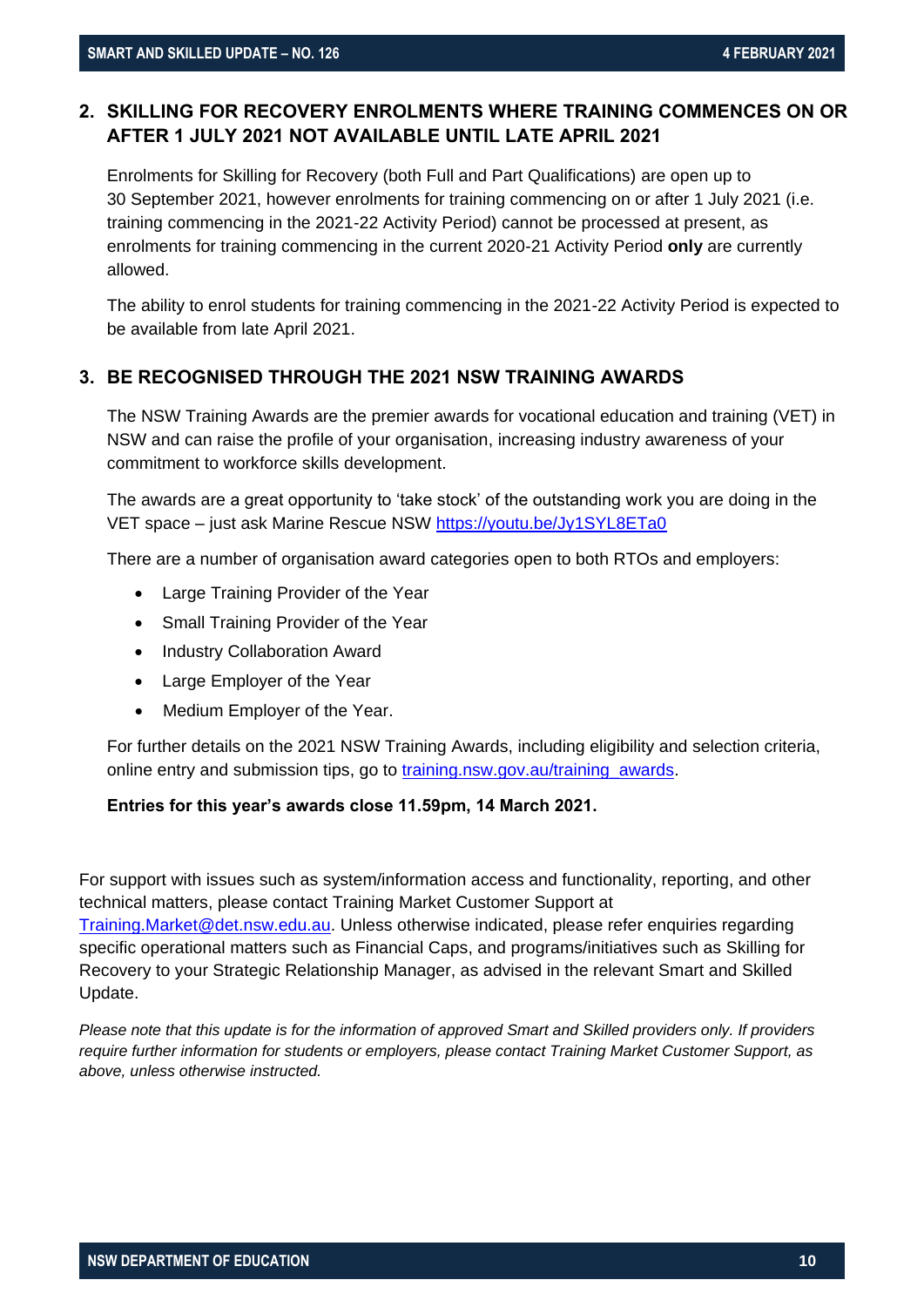## 2. SKILLING FOR RECOVERY ENROLMENTS WHERE TRAINING COMMENCES ON OR AFTER 1 JULY 2021 NOT AVAILABLE UNTIL LATE APRIL 2021

Enrolments for Skilling for Recovery (both Full and Part Qualifications) are open up to 30 September 2021, however enrolments for training commencing on or after 1 July 2021 (i.e. training commencing in the 2021-22 Activity Period) cannot be processed at present, as enrolments for training commencing in the current 2020-21 Activity Period **only** are currently allowed.

The ability to enrol students for training commencing in the 2021-22 Activity Period is expected to be available from late April 2021.

## 3. BE RECOGNISED THROUGH THE 2021 NSW TRAINING AWARDS

The NSW Training Awards are the premier awards for vocational education and training (VET) in NSW and can raise the profile of your organisation, increasing industry awareness of your commitment to workforce skills development.

The awards are a great opportunity to 'take stock' of the outstanding work you are doing in the VET space – just ask Marine Rescue NSW https://youtu.be/Jy1SYL8ETa0

There are a number of organisation award categories open to both RTOs and employers:

- Large Training Provider of the Year
- Small Training Provider of the Year
- Industry Collaboration Award
- Large Employer of the Year
- Medium Employer of the Year.

For further details on the 2021 NSW Training Awards, including eligibility and selection criteria, online entry and submission tips, go to training.nsw.gov.au/training_awards.

**Entries for this year's awards close 11.59pm, 14 March 2021.**

For support with issues such as system/information access and functionality, reporting, and other technical matters, please contact Training Market Customer Support at Training.Market@det.nsw.edu.au. Unless otherwise indicated, please refer enquiries regarding specific operational matters such as Financial Caps, and programs/initiatives such as Skilling for Recovery to your Strategic Relationship Manager, as advised in the relevant Smart and Skilled Update.

*Please note that this update is for the information of approved Smart and Skilled providers only. If providers require further information for students or employers, please contact Training Market Customer Support, as above, unless otherwise instructed.*